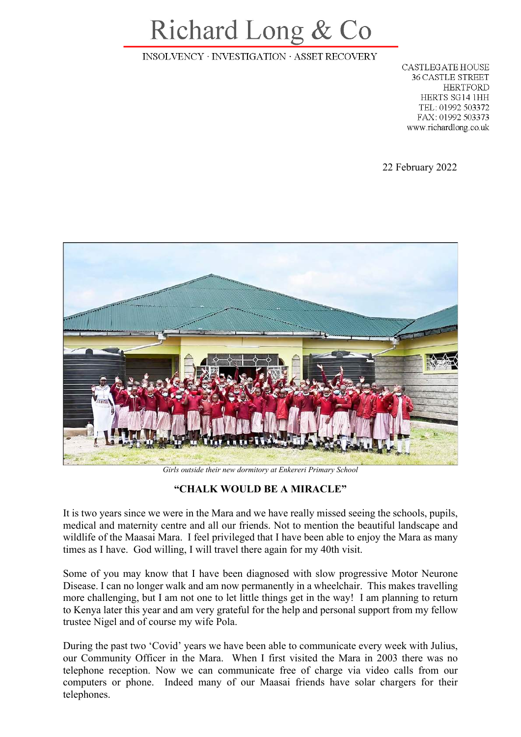# Richard Long & Co

INSOLVENCY · INVESTIGATION · ASSET RECOVERY

CASTLEGATE HOUSE
36 CASTLE STREET
HERTFORD
HERTS SG14 1HH
TEL: 01992 503372
FAX: 01992 503373
www.richardlong.co.uk

22 February 2022

*Girls outside their new dormitory at Enkereri Primary School*

## "CHALK WOULD BE A MIRACLE"

It is two years since we were in the Mara and we have really missed seeing the schools, pupils, medical and maternity centre and all our friends. Not to mention the beautiful landscape and wildlife of the Maasai Mara. I feel privileged that I have been able to enjoy the Mara as many times as I have. God willing, I will travel there again for my 40th visit.

Some of you may know that I have been diagnosed with slow progressive Motor Neurone Disease. I can no longer walk and am now permanently in a wheelchair. This makes travelling more challenging, but I am not one to let little things get in the way! I am planning to return to Kenya later this year and am very grateful for the help and personal support from my fellow trustee Nigel and of course my wife Pola.

During the past two 'Covid' years we have been able to communicate every week with Julius, our Community Officer in the Mara. When I first visited the Mara in 2003 there was no telephone reception. Now we can communicate free of charge via video calls from our computers or phone. Indeed many of our Maasai friends have solar chargers for their telephones.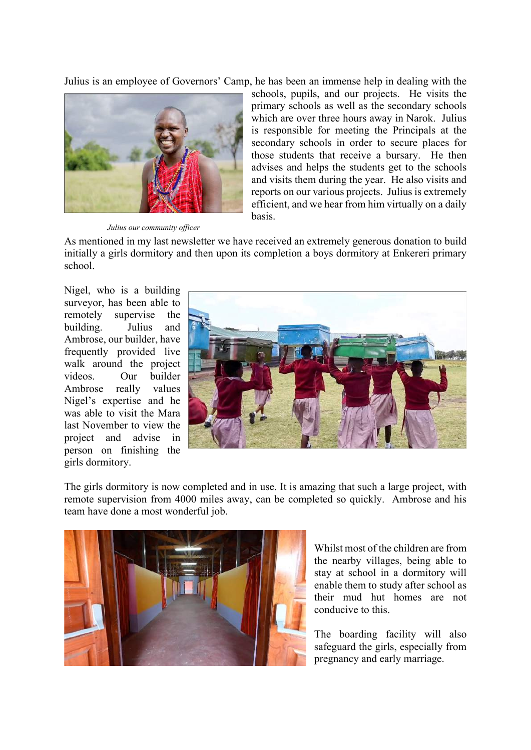Julius is an employee of Governors' Camp, he has been an immense help in dealing with the schools, pupils, and our projects. He visits the primary schools as well as the secondary schools which are over three hours away in Narok. Julius is responsible for meeting the Principals at the secondary schools in order to secure places for those students that receive a bursary. He then advises and helps the students get to the schools and visits them during the year. He also visits and reports on our various projects. Julius is extremely efficient, and we hear from him virtually on a daily basis.

*Julius our community officer*

As mentioned in my last newsletter we have received an extremely generous donation to build initially a girls dormitory and then upon its completion a boys dormitory at Enkereri primary school.

Nigel, who is a building surveyor, has been able to remotely supervise the building. Julius and Ambrose, our builder, have frequently provided live walk around the project videos. Our builder Ambrose really values Nigel's expertise and he was able to visit the Mara last November to view the project and advise in person on finishing the girls dormitory.

The girls dormitory is now completed and in use. It is amazing that such a large project, with remote supervision from 4000 miles away, can be completed so quickly. Ambrose and his team have done a most wonderful job.

Whilst most of the children are from the nearby villages, being able to stay at school in a dormitory will enable them to study after school as their mud hut homes are not conducive to this.

The boarding facility will also safeguard the girls, especially from pregnancy and early marriage.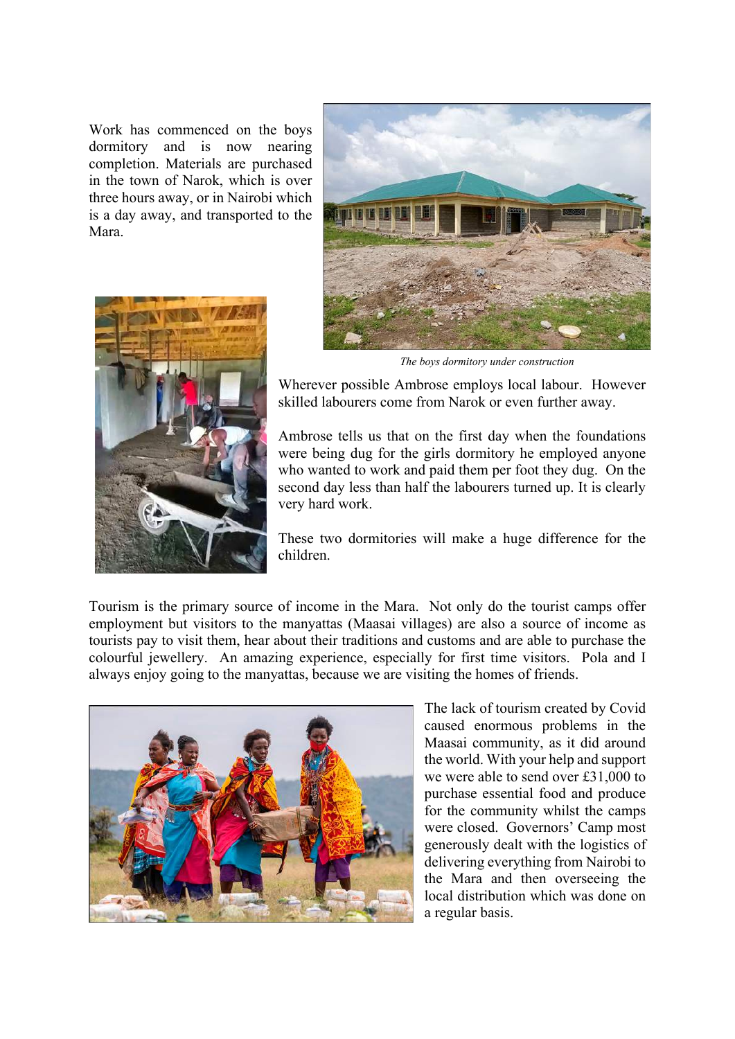Work has commenced on the boys dormitory and is now nearing completion. Materials are purchased in the town of Narok, which is over three hours away, or in Nairobi which is a day away, and transported to the Mara.

*The boys dormitory under construction*

Wherever possible Ambrose employs local labour. However skilled labourers come from Narok or even further away.

Ambrose tells us that on the first day when the foundations were being dug for the girls dormitory he employed anyone who wanted to work and paid them per foot they dug. On the second day less than half the labourers turned up. It is clearly very hard work.

These two dormitories will make a huge difference for the children.

Tourism is the primary source of income in the Mara. Not only do the tourist camps offer employment but visitors to the manyattas (Maasai villages) are also a source of income as tourists pay to visit them, hear about their traditions and customs and are able to purchase the colourful jewellery. An amazing experience, especially for first time visitors. Pola and I always enjoy going to the manyattas, because we are visiting the homes of friends.

The lack of tourism created by Covid caused enormous problems in the Maasai community, as it did around the world. With your help and support we were able to send over £31,000 to purchase essential food and produce for the community whilst the camps were closed. Governors' Camp most generously dealt with the logistics of delivering everything from Nairobi to the Mara and then overseeing the local distribution which was done on a regular basis.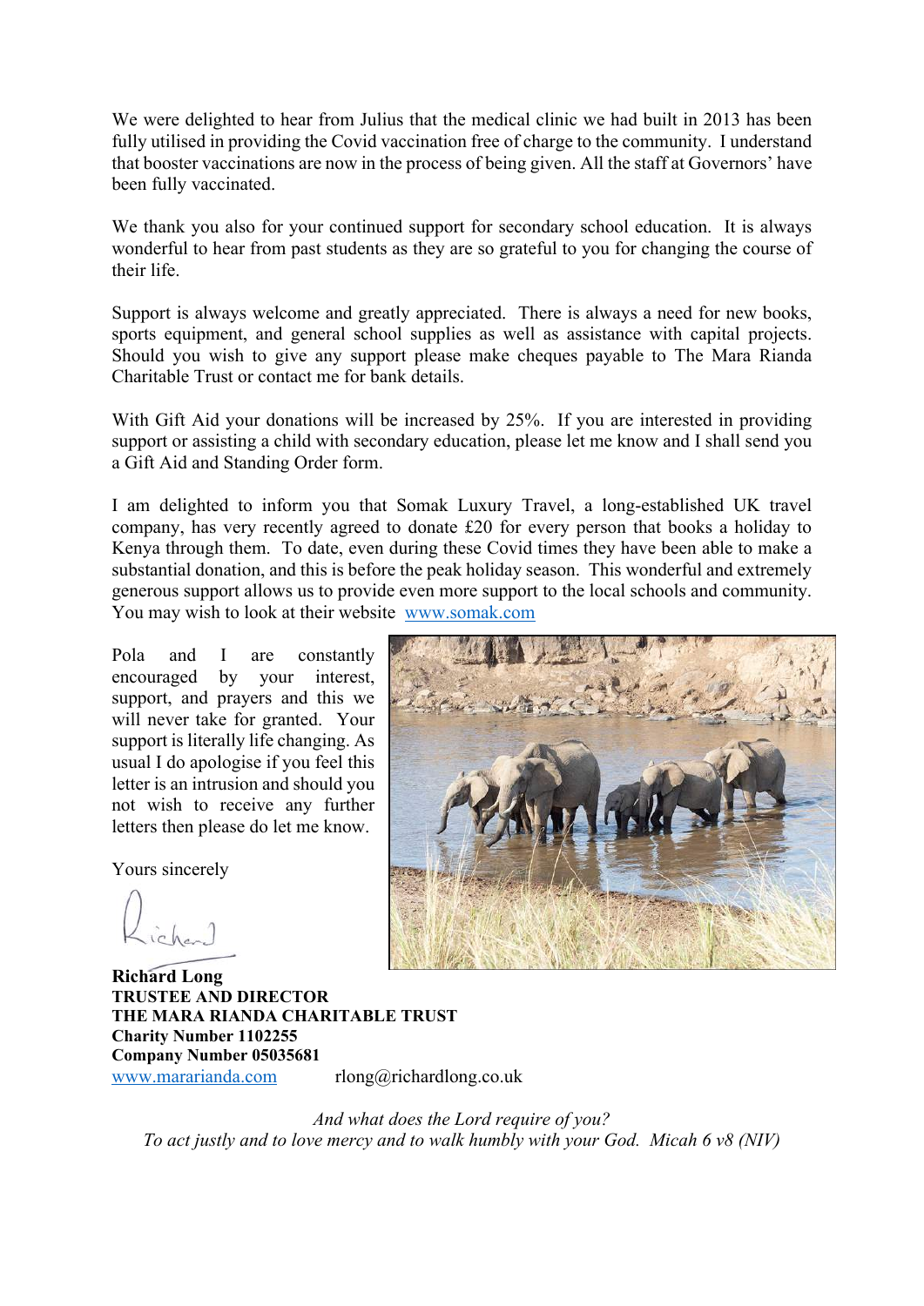We were delighted to hear from Julius that the medical clinic we had built in 2013 has been fully utilised in providing the Covid vaccination free of charge to the community. I understand that booster vaccinations are now in the process of being given. All the staff at Governors' have been fully vaccinated.

We thank you also for your continued support for secondary school education. It is always wonderful to hear from past students as they are so grateful to you for changing the course of their life.

Support is always welcome and greatly appreciated. There is always a need for new books, sports equipment, and general school supplies as well as assistance with capital projects. Should you wish to give any support please make cheques payable to The Mara Rianda Charitable Trust or contact me for bank details.

With Gift Aid your donations will be increased by 25%. If you are interested in providing support or assisting a child with secondary education, please let me know and I shall send you a Gift Aid and Standing Order form.

I am delighted to inform you that Somak Luxury Travel, a long-established UK travel company, has very recently agreed to donate £20 for every person that books a holiday to Kenya through them. To date, even during these Covid times they have been able to make a substantial donation, and this is before the peak holiday season. This wonderful and extremely generous support allows us to provide even more support to the local schools and community. You may wish to look at their website [www.somak.com](http://www.somak.com)

Pola and I are constantly encouraged by your interest, support, and prayers and this we will never take for granted. Your support is literally life changing. As usual I do apologise if you feel this letter is an intrusion and should you not wish to receive any further letters then please do let me know.

Yours sincerely

Richard

**Richard Long**
**TRUSTEE AND DIRECTOR**
**THE MARA RIANDA CHARITABLE TRUST**
**Charity Number 1102255**
**Company Number 05035681**
[www.mararianda.com](http://www.mararianda.com) rlong@richardlong.co.uk

*And what does the Lord require of you?*
*To act justly and to love mercy and to walk humbly with your God. Micah 6 v8 (NIV)*